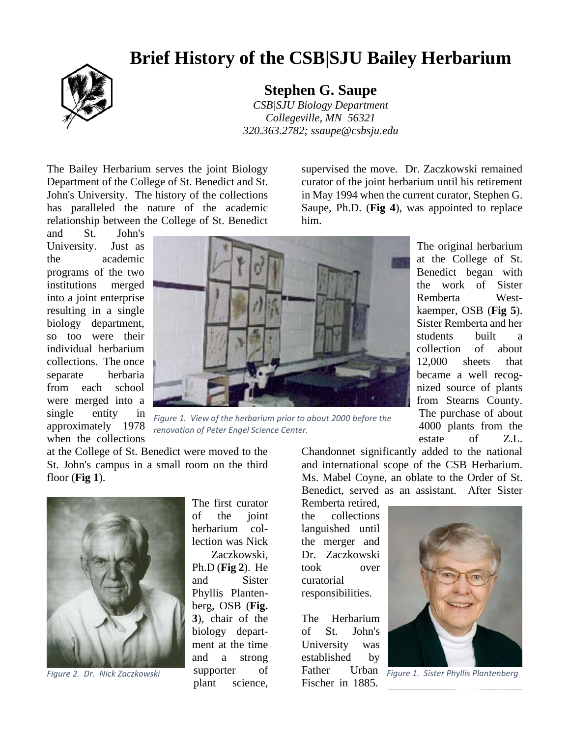# Brief History of the CSB|SJU Bailey Herbarium

**Stephen G. Saupe**

*CSB|SJU Biology Department*
*Collegeville, MN 56321*
*320.363.2782; ssaupe@csbsju.edu*

The Bailey Herbarium serves the joint Biology Department of the College of St. Benedict and St. John's University. The history of the collections has paralleled the nature of the academic relationship between the College of St. Benedict and St. John's University. Just as the academic programs of the two institutions merged into a joint enterprise resulting in a single biology department, so too were their individual herbarium collections. The once separate herbaria from each school were merged into a single entity in approximately 1978 when the collections at the College of St. Benedict were moved to the St. John's campus in a small room on the third floor (**Fig 1**).

*Figure 1. View of the herbarium prior to about 2000 before the renovation of Peter Engel Science Center.*

The first curator of the joint herbarium collection was Nick Zaczkowski, Ph.D (**Fig 2**). He and Sister Phyllis Plantenberg, OSB (**Fig. 3**), chair of the biology department at the time and a strong supporter of plant science, supervised the move. Dr. Zaczkowski remained curator of the joint herbarium until his retirement in May 1994 when the current curator, Stephen G. Saupe, Ph.D. (**Fig 4**), was appointed to replace him.

*Figure 2. Dr. Nick Zaczkowski*

The original herbarium at the College of St. Benedict began with the work of Sister Remberta Westkaemper, OSB (**Fig 5**). Sister Remberta and her students built a collection of about 12,000 sheets that became a well recognized source of plants from Stearns County. The purchase of about 4000 plants from the estate of Z.L. Chandonnet significantly added to the national and international scope of the CSB Herbarium. Ms. Mabel Coyne, an oblate to the Order of St. Benedict, served as an assistant. After Sister Remberta retired, the collections languished until the merger and Dr. Zaczkowski took over curatorial responsibilities.

*Figure 1. Sister Phyllis Plantenberg*

The Herbarium of St. John's University was established by Father Urban Fischer in 1885.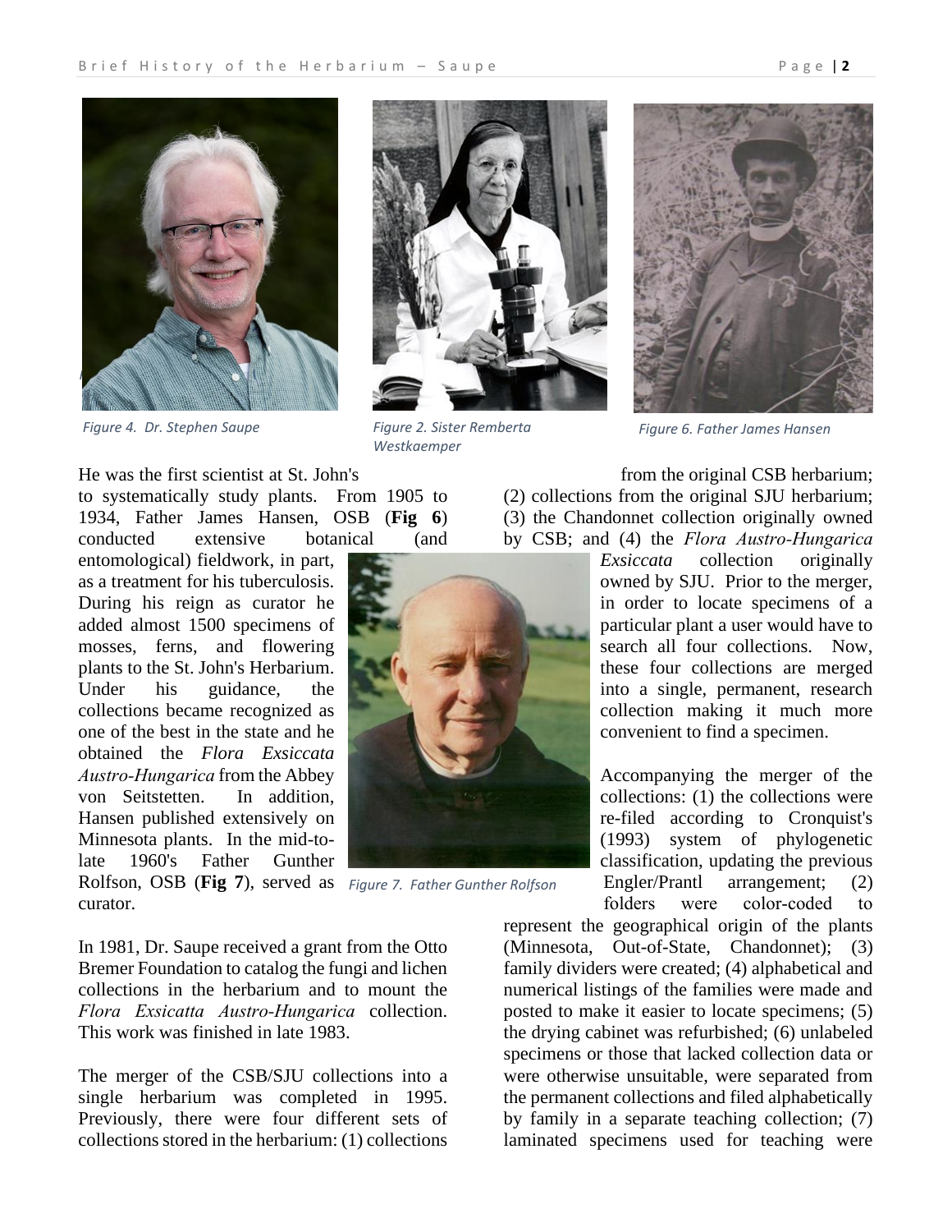Figure 4. Dr. Stephen Saupe

Figure 2. Sister Remberta Westkaemper

Figure 6. Father James Hansen

He was the first scientist at St. John's to systematically study plants. From 1905 to 1934, Father James Hansen, OSB (**Fig 6**) conducted extensive botanical (and entomological) fieldwork, in part, as a treatment for his tuberculosis. During his reign as curator he added almost 1500 specimens of mosses, ferns, and flowering plants to the St. John's Herbarium. Under his guidance, the collections became recognized as one of the best in the state and he obtained the *Flora Exsiccata Austro-Hungarica* from the Abbey von Seitstetten. In addition, Hansen published extensively on Minnesota plants. In the mid-to-late 1960's Father Gunther Rolfson, OSB (**Fig 7**), served as curator.

Figure 7. Father Gunther Rolfson

In 1981, Dr. Saupe received a grant from the Otto Bremer Foundation to catalog the fungi and lichen collections in the herbarium and to mount the *Flora Exsicatta Austro-Hungarica* collection. This work was finished in late 1983.

The merger of the CSB/SJU collections into a single herbarium was completed in 1995. Previously, there were four different sets of collections stored in the herbarium: (1) collections from the original CSB herbarium; (2) collections from the original SJU herbarium; (3) the Chandonnet collection originally owned by CSB; and (4) the *Flora Austro-Hungarica Exsiccata* collection originally owned by SJU. Prior to the merger, in order to locate specimens of a particular plant a user would have to search all four collections. Now, these four collections are merged into a single, permanent, research collection making it much more convenient to find a specimen.

Accompanying the merger of the collections: (1) the collections were re-filed according to Cronquist's (1993) system of phylogenetic classification, updating the previous Engler/Prantl arrangement; (2) folders were color-coded to represent the geographical origin of the plants (Minnesota, Out-of-State, Chandonnet); (3) family dividers were created; (4) alphabetical and numerical listings of the families were made and posted to make it easier to locate specimens; (5) the drying cabinet was refurbished; (6) unlabeled specimens or those that lacked collection data or were otherwise unsuitable, were separated from the permanent collections and filed alphabetically by family in a separate teaching collection; (7) laminated specimens used for teaching were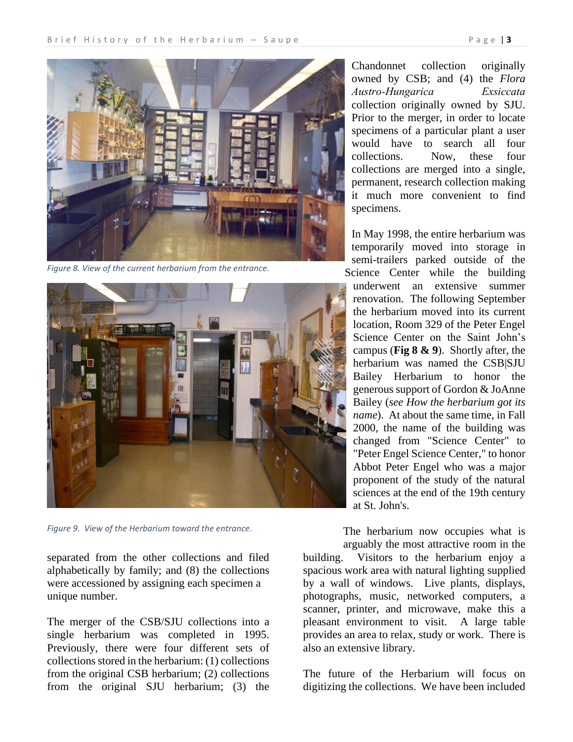*Figure 8. View of the current herbarium from the entrance.*

*Figure 9. View of the Herbarium toward the entrance.*

separated from the other collections and filed alphabetically by family; and (8) the collections were accessioned by assigning each specimen a unique number.

The merger of the CSB/SJU collections into a single herbarium was completed in 1995. Previously, there were four different sets of collections stored in the herbarium: (1) collections from the original CSB herbarium; (2) collections from the original SJU herbarium; (3) the Chandonnet collection originally owned by CSB; and (4) the *Flora Austro-Hungarica Exsiccata* collection originally owned by SJU. Prior to the merger, in order to locate specimens of a particular plant a user would have to search all four collections. Now, these four collections are merged into a single, permanent, research collection making it much more convenient to find specimens.

In May 1998, the entire herbarium was temporarily moved into storage in semi-trailers parked outside of the Science Center while the building underwent an extensive summer renovation. The following September the herbarium moved into its current location, Room 329 of the Peter Engel Science Center on the Saint John's campus (**Fig 8 & 9**). Shortly after, the herbarium was named the CSB|SJU Bailey Herbarium to honor the generous support of Gordon & JoAnne Bailey (*see How the herbarium got its name*). At about the same time, in Fall 2000, the name of the building was changed from "Science Center" to "Peter Engel Science Center," to honor Abbot Peter Engel who was a major proponent of the study of the natural sciences at the end of the 19th century at St. John's.

The herbarium now occupies what is arguably the most attractive room in the building. Visitors to the herbarium enjoy a spacious work area with natural lighting supplied by a wall of windows. Live plants, displays, photographs, music, networked computers, a scanner, printer, and microwave, make this a pleasant environment to visit. A large table provides an area to relax, study or work. There is also an extensive library.

The future of the Herbarium will focus on digitizing the collections. We have been included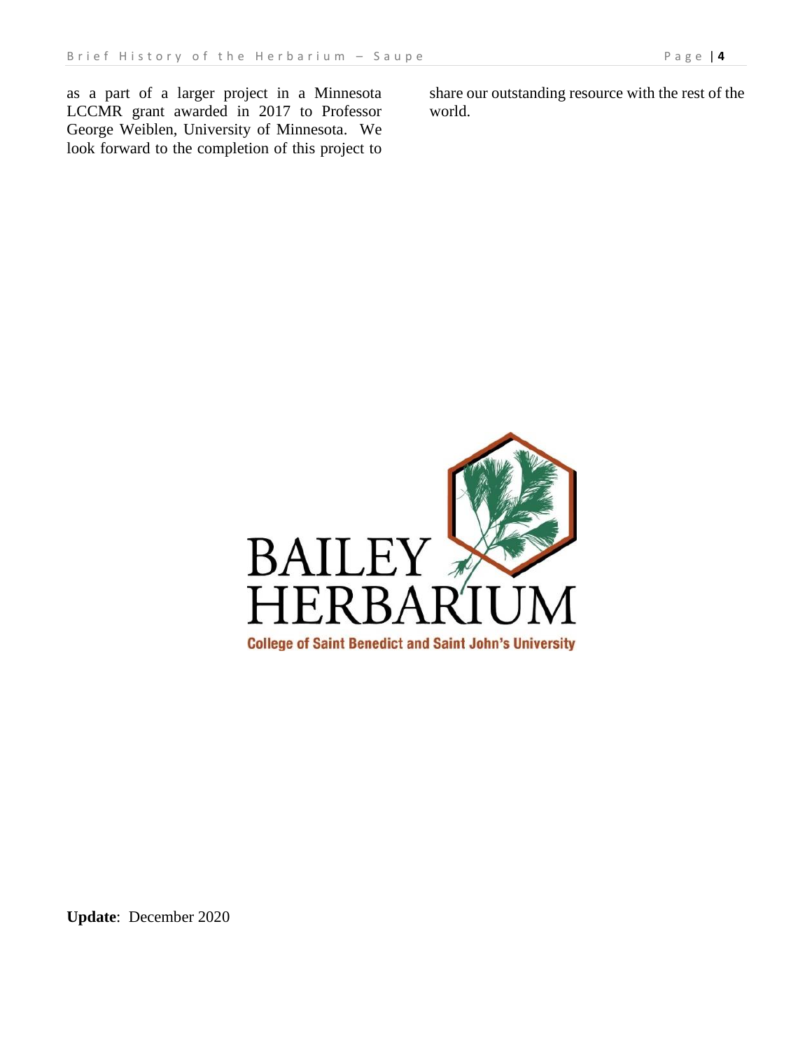as a part of a larger project in a Minnesota LCCMR grant awarded in 2017 to Professor George Weiblen, University of Minnesota. We look forward to the completion of this project to share our outstanding resource with the rest of the world.

BAILEY
HERBARIUM
College of Saint Benedict and Saint John's University

**Update**: December 2020